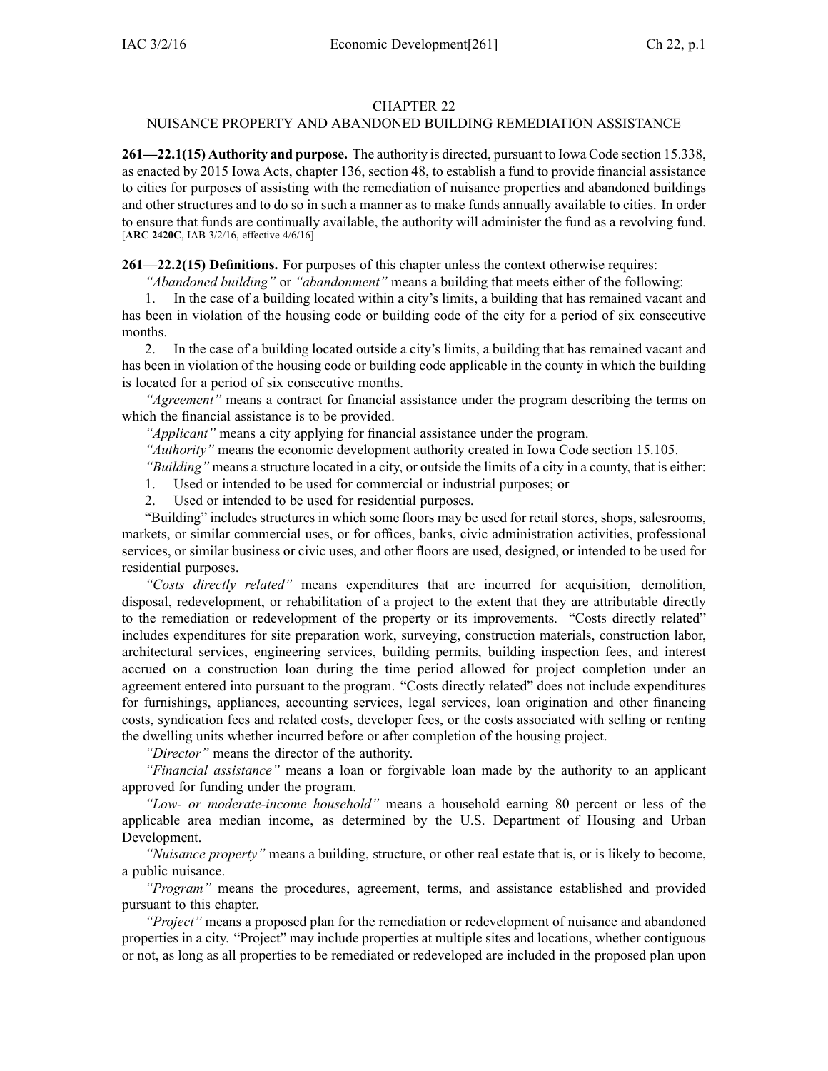# CHAPTER 22
## NUISANCE PROPERTY AND ABANDONED BUILDING REMEDIATION ASSISTANCE

**261—22.1(15) Authority and purpose.** The authority is directed, pursuant to Iowa Code section 15.338, as enacted by 2015 Iowa Acts, chapter 136, section 48, to establish a fund to provide financial assistance to cities for purposes of assisting with the remediation of nuisance properties and abandoned buildings and other structures and to do so in such a manner as to make funds annually available to cities. In order to ensure that funds are continually available, the authority will administer the fund as a revolving fund.
[**ARC 2420C**, IAB 3/2/16, effective 4/6/16]

**261—22.2(15) Definitions.** For purposes of this chapter unless the context otherwise requires:

*"Abandoned building"* or *"abandonment"* means a building that meets either of the following:

1. In the case of a building located within a city's limits, a building that has remained vacant and has been in violation of the housing code or building code of the city for a period of six consecutive months.
2. In the case of a building located outside a city's limits, a building that has remained vacant and has been in violation of the housing code or building code applicable in the county in which the building is located for a period of six consecutive months.

*"Agreement"* means a contract for financial assistance under the program describing the terms on which the financial assistance is to be provided.

*"Applicant"* means a city applying for financial assistance under the program.

*"Authority"* means the economic development authority created in Iowa Code section 15.105.

*"Building"* means a structure located in a city, or outside the limits of a city in a county, that is either:

1. Used or intended to be used for commercial or industrial purposes; or
2. Used or intended to be used for residential purposes.

"Building" includes structures in which some floors may be used for retail stores, shops, salesrooms, markets, or similar commercial uses, or for offices, banks, civic administration activities, professional services, or similar business or civic uses, and other floors are used, designed, or intended to be used for residential purposes.

*"Costs directly related"* means expenditures that are incurred for acquisition, demolition, disposal, redevelopment, or rehabilitation of a project to the extent that they are attributable directly to the remediation or redevelopment of the property or its improvements. "Costs directly related" includes expenditures for site preparation work, surveying, construction materials, construction labor, architectural services, engineering services, building permits, building inspection fees, and interest accrued on a construction loan during the time period allowed for project completion under an agreement entered into pursuant to the program. "Costs directly related" does not include expenditures for furnishings, appliances, accounting services, legal services, loan origination and other financing costs, syndication fees and related costs, developer fees, or the costs associated with selling or renting the dwelling units whether incurred before or after completion of the housing project.

*"Director"* means the director of the authority.

*"Financial assistance"* means a loan or forgivable loan made by the authority to an applicant approved for funding under the program.

*"Low- or moderate-income household"* means a household earning 80 percent or less of the applicable area median income, as determined by the U.S. Department of Housing and Urban Development.

*"Nuisance property"* means a building, structure, or other real estate that is, or is likely to become, a public nuisance.

*"Program"* means the procedures, agreement, terms, and assistance established and provided pursuant to this chapter.

*"Project"* means a proposed plan for the remediation or redevelopment of nuisance and abandoned properties in a city. "Project" may include properties at multiple sites and locations, whether contiguous or not, as long as all properties to be remediated or redeveloped are included in the proposed plan upon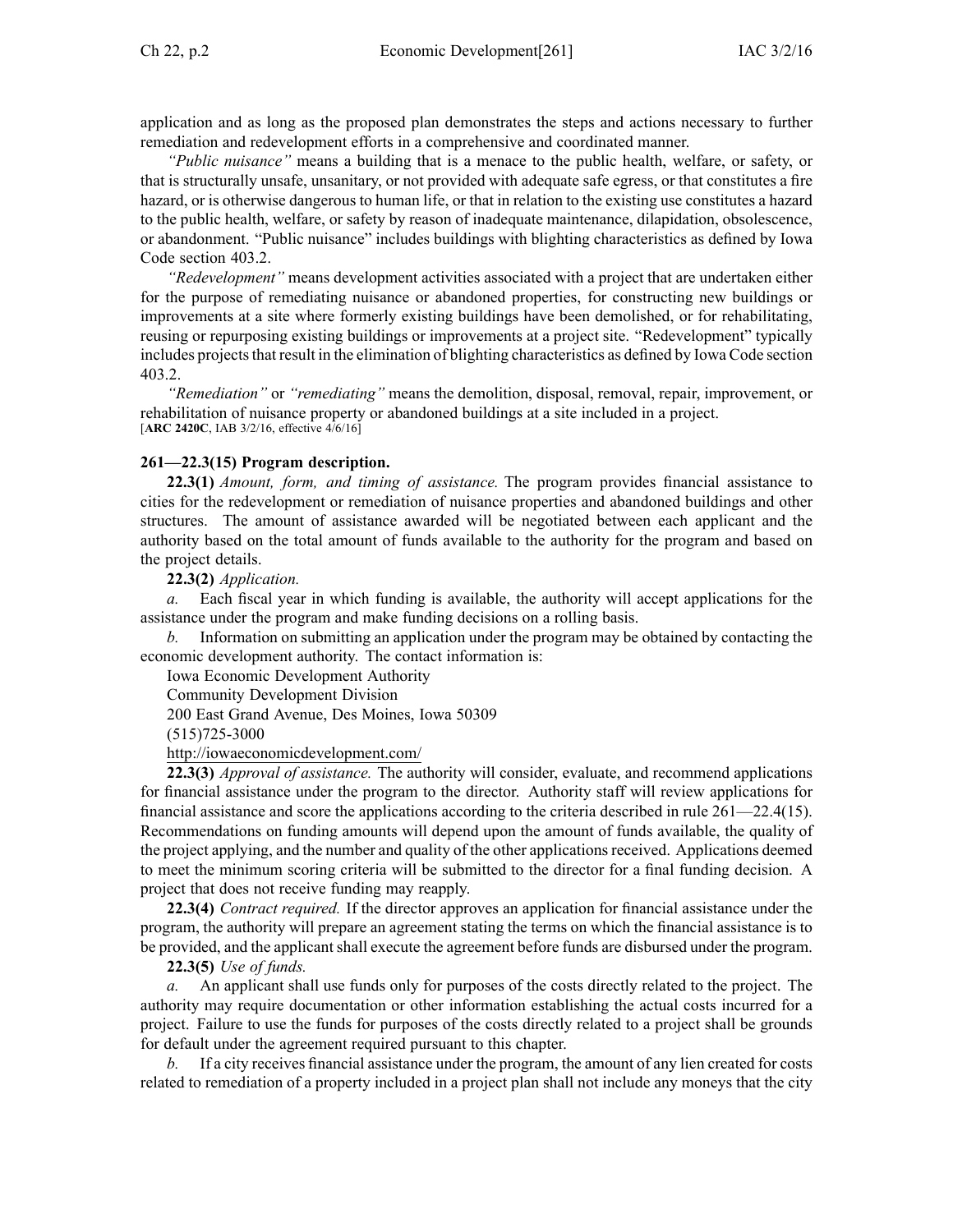application and as long as the proposed plan demonstrates the steps and actions necessary to further remediation and redevelopment efforts in a comprehensive and coordinated manner.

*"Public nuisance"* means a building that is a menace to the public health, welfare, or safety, or that is structurally unsafe, unsanitary, or not provided with adequate safe egress, or that constitutes a fire hazard, or is otherwise dangerous to human life, or that in relation to the existing use constitutes a hazard to the public health, welfare, or safety by reason of inadequate maintenance, dilapidation, obsolescence, or abandonment. "Public nuisance" includes buildings with blighting characteristics as defined by Iowa Code section 403.2.

*"Redevelopment"* means development activities associated with a project that are undertaken either for the purpose of remediating nuisance or abandoned properties, for constructing new buildings or improvements at a site where formerly existing buildings have been demolished, or for rehabilitating, reusing or repurposing existing buildings or improvements at a project site. "Redevelopment" typically includes projects that result in the elimination of blighting characteristics as defined by Iowa Code section 403.2.

*"Remediation"* or *"remediating"* means the demolition, disposal, removal, repair, improvement, or rehabilitation of nuisance property or abandoned buildings at a site included in a project.
[**ARC 2420C**, IAB 3/2/16, effective 4/6/16]

**261—22.3(15) Program description.**

**22.3(1)** *Amount, form, and timing of assistance.* The program provides financial assistance to cities for the redevelopment or remediation of nuisance properties and abandoned buildings and other structures. The amount of assistance awarded will be negotiated between each applicant and the authority based on the total amount of funds available to the authority for the program and based on the project details.

**22.3(2)** *Application.*

*a.* Each fiscal year in which funding is available, the authority will accept applications for the assistance under the program and make funding decisions on a rolling basis.

*b.* Information on submitting an application under the program may be obtained by contacting the economic development authority. The contact information is:

Iowa Economic Development Authority
Community Development Division
200 East Grand Avenue, Des Moines, Iowa 50309
(515)725-3000
http://iowaeconomicdevelopment.com/

**22.3(3)** *Approval of assistance.* The authority will consider, evaluate, and recommend applications for financial assistance under the program to the director. Authority staff will review applications for financial assistance and score the applications according to the criteria described in rule 261—22.4(15). Recommendations on funding amounts will depend upon the amount of funds available, the quality of the project applying, and the number and quality of the other applications received. Applications deemed to meet the minimum scoring criteria will be submitted to the director for a final funding decision. A project that does not receive funding may reapply.

**22.3(4)** *Contract required.* If the director approves an application for financial assistance under the program, the authority will prepare an agreement stating the terms on which the financial assistance is to be provided, and the applicant shall execute the agreement before funds are disbursed under the program.

**22.3(5)** *Use of funds.*

*a.* An applicant shall use funds only for purposes of the costs directly related to the project. The authority may require documentation or other information establishing the actual costs incurred for a project. Failure to use the funds for purposes of the costs directly related to a project shall be grounds for default under the agreement required pursuant to this chapter.

*b.* If a city receives financial assistance under the program, the amount of any lien created for costs related to remediation of a property included in a project plan shall not include any moneys that the city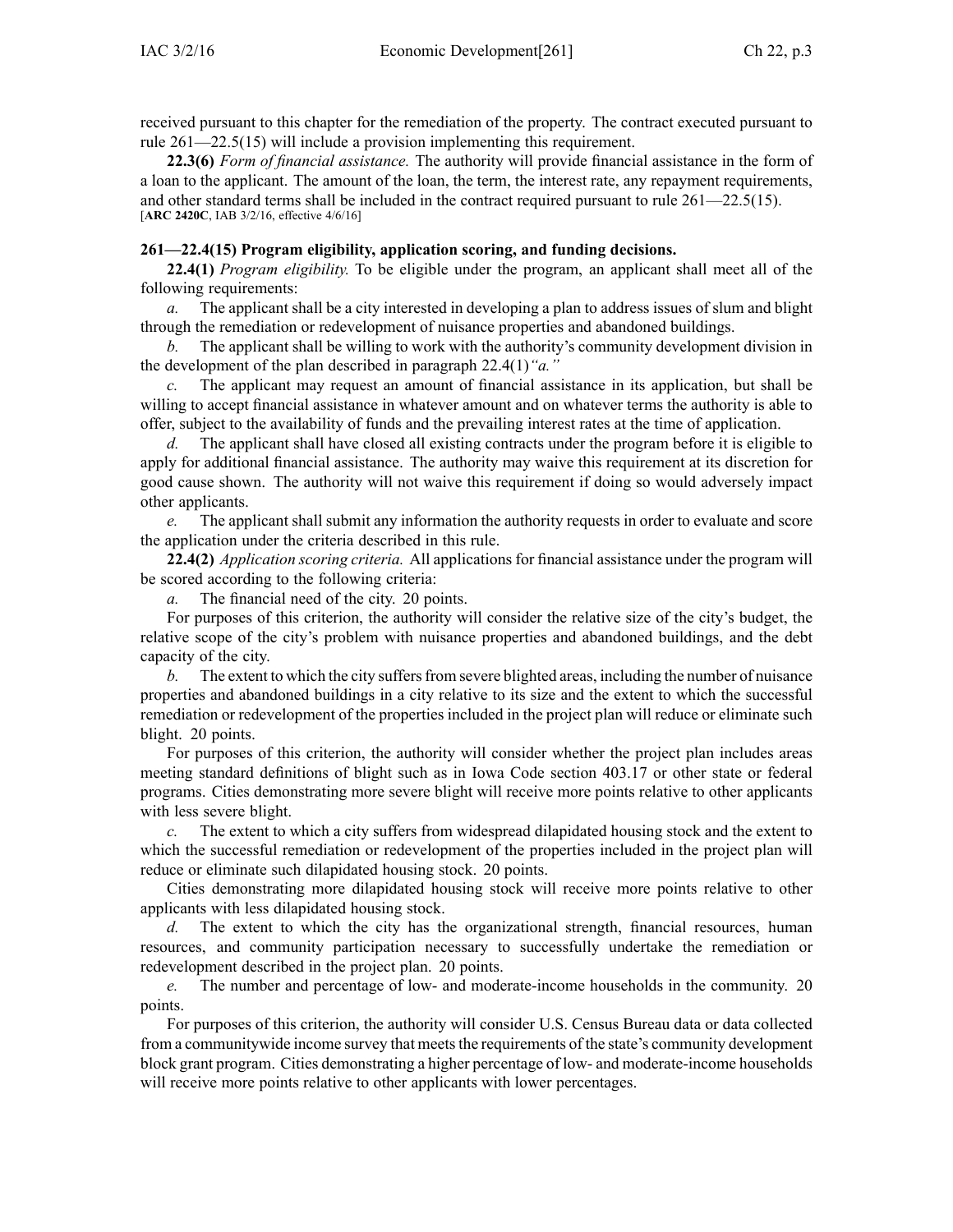received pursuant to this chapter for the remediation of the property. The contract executed pursuant to rule 261—22.5(15) will include a provision implementing this requirement.

**22.3(6)** *Form of financial assistance.* The authority will provide financial assistance in the form of a loan to the applicant. The amount of the loan, the term, the interest rate, any repayment requirements, and other standard terms shall be included in the contract required pursuant to rule 261—22.5(15).
[**ARC 2420C**, IAB 3/2/16, effective 4/6/16]

**261—22.4(15) Program eligibility, application scoring, and funding decisions.**

**22.4(1)** *Program eligibility.* To be eligible under the program, an applicant shall meet all of the following requirements:

*a.* The applicant shall be a city interested in developing a plan to address issues of slum and blight through the remediation or redevelopment of nuisance properties and abandoned buildings.

*b.* The applicant shall be willing to work with the authority's community development division in the development of the plan described in paragraph 22.4(1)*"a."*

*c.* The applicant may request an amount of financial assistance in its application, but shall be willing to accept financial assistance in whatever amount and on whatever terms the authority is able to offer, subject to the availability of funds and the prevailing interest rates at the time of application.

*d.* The applicant shall have closed all existing contracts under the program before it is eligible to apply for additional financial assistance. The authority may waive this requirement at its discretion for good cause shown. The authority will not waive this requirement if doing so would adversely impact other applicants.

*e.* The applicant shall submit any information the authority requests in order to evaluate and score the application under the criteria described in this rule.

**22.4(2)** *Application scoring criteria.* All applications for financial assistance under the program will be scored according to the following criteria:

*a.* The financial need of the city. 20 points.

For purposes of this criterion, the authority will consider the relative size of the city's budget, the relative scope of the city's problem with nuisance properties and abandoned buildings, and the debt capacity of the city.

*b.* The extent to which the city suffers from severe blighted areas, including the number of nuisance properties and abandoned buildings in a city relative to its size and the extent to which the successful remediation or redevelopment of the properties included in the project plan will reduce or eliminate such blight. 20 points.

For purposes of this criterion, the authority will consider whether the project plan includes areas meeting standard definitions of blight such as in Iowa Code section 403.17 or other state or federal programs. Cities demonstrating more severe blight will receive more points relative to other applicants with less severe blight.

*c.* The extent to which a city suffers from widespread dilapidated housing stock and the extent to which the successful remediation or redevelopment of the properties included in the project plan will reduce or eliminate such dilapidated housing stock. 20 points.

Cities demonstrating more dilapidated housing stock will receive more points relative to other applicants with less dilapidated housing stock.

*d.* The extent to which the city has the organizational strength, financial resources, human resources, and community participation necessary to successfully undertake the remediation or redevelopment described in the project plan. 20 points.

*e.* The number and percentage of low- and moderate-income households in the community. 20 points.

For purposes of this criterion, the authority will consider U.S. Census Bureau data or data collected from a communitywide income survey that meets the requirements of the state's community development block grant program. Cities demonstrating a higher percentage of low- and moderate-income households will receive more points relative to other applicants with lower percentages.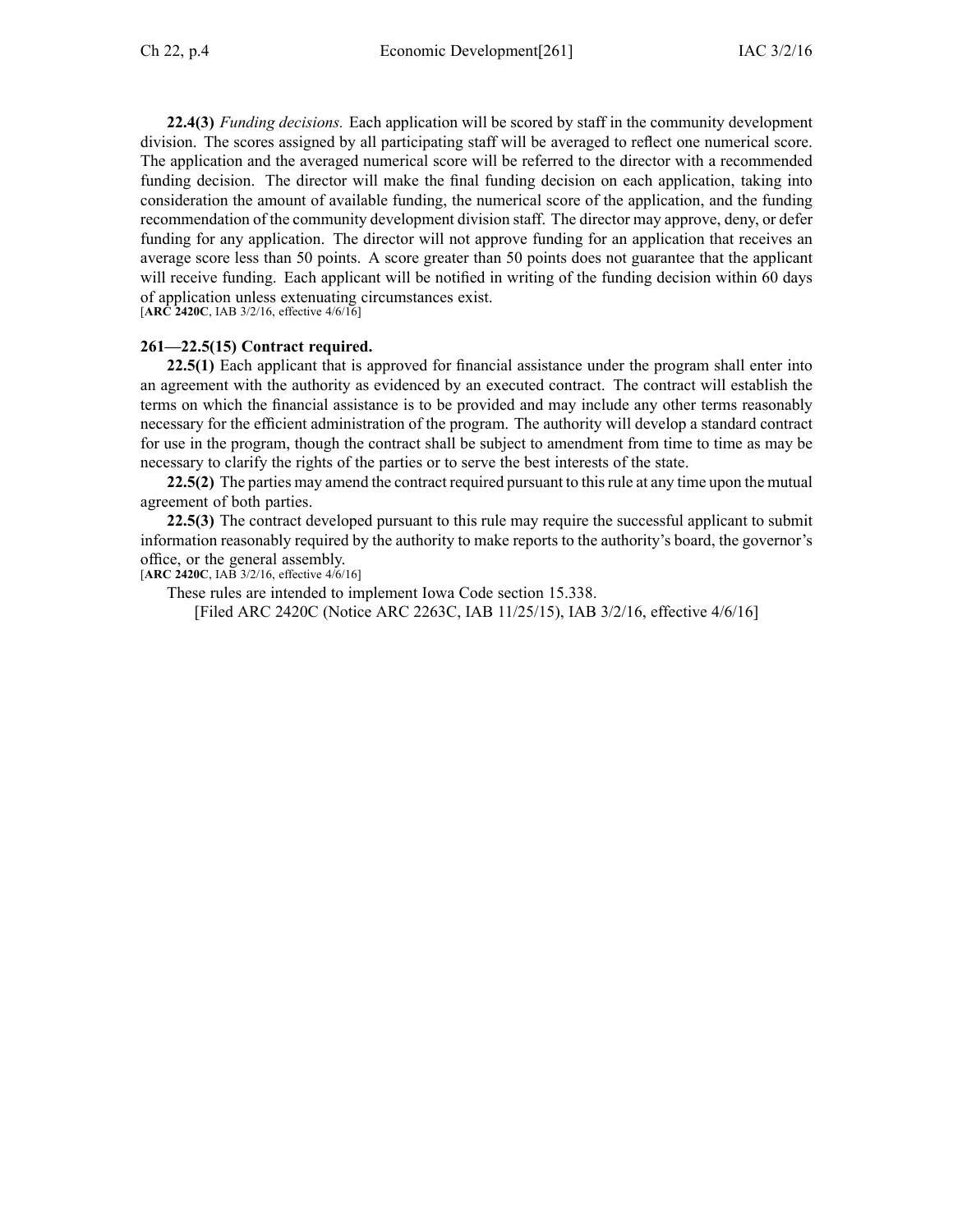**22.4(3)** *Funding decisions.* Each application will be scored by staff in the community development division. The scores assigned by all participating staff will be averaged to reflect one numerical score. The application and the averaged numerical score will be referred to the director with a recommended funding decision. The director will make the final funding decision on each application, taking into consideration the amount of available funding, the numerical score of the application, and the funding recommendation of the community development division staff. The director may approve, deny, or defer funding for any application. The director will not approve funding for an application that receives an average score less than 50 points. A score greater than 50 points does not guarantee that the applicant will receive funding. Each applicant will be notified in writing of the funding decision within 60 days of application unless extenuating circumstances exist.
[**ARC 2420C**, IAB 3/2/16, effective 4/6/16]

**261—22.5(15) Contract required.**

**22.5(1)** Each applicant that is approved for financial assistance under the program shall enter into an agreement with the authority as evidenced by an executed contract. The contract will establish the terms on which the financial assistance is to be provided and may include any other terms reasonably necessary for the efficient administration of the program. The authority will develop a standard contract for use in the program, though the contract shall be subject to amendment from time to time as may be necessary to clarify the rights of the parties or to serve the best interests of the state.

**22.5(2)** The parties may amend the contract required pursuant to this rule at any time upon the mutual agreement of both parties.

**22.5(3)** The contract developed pursuant to this rule may require the successful applicant to submit information reasonably required by the authority to make reports to the authority's board, the governor's office, or the general assembly.
[**ARC 2420C**, IAB 3/2/16, effective 4/6/16]

These rules are intended to implement Iowa Code section 15.338.

[Filed ARC 2420C (Notice ARC 2263C, IAB 11/25/15), IAB 3/2/16, effective 4/6/16]